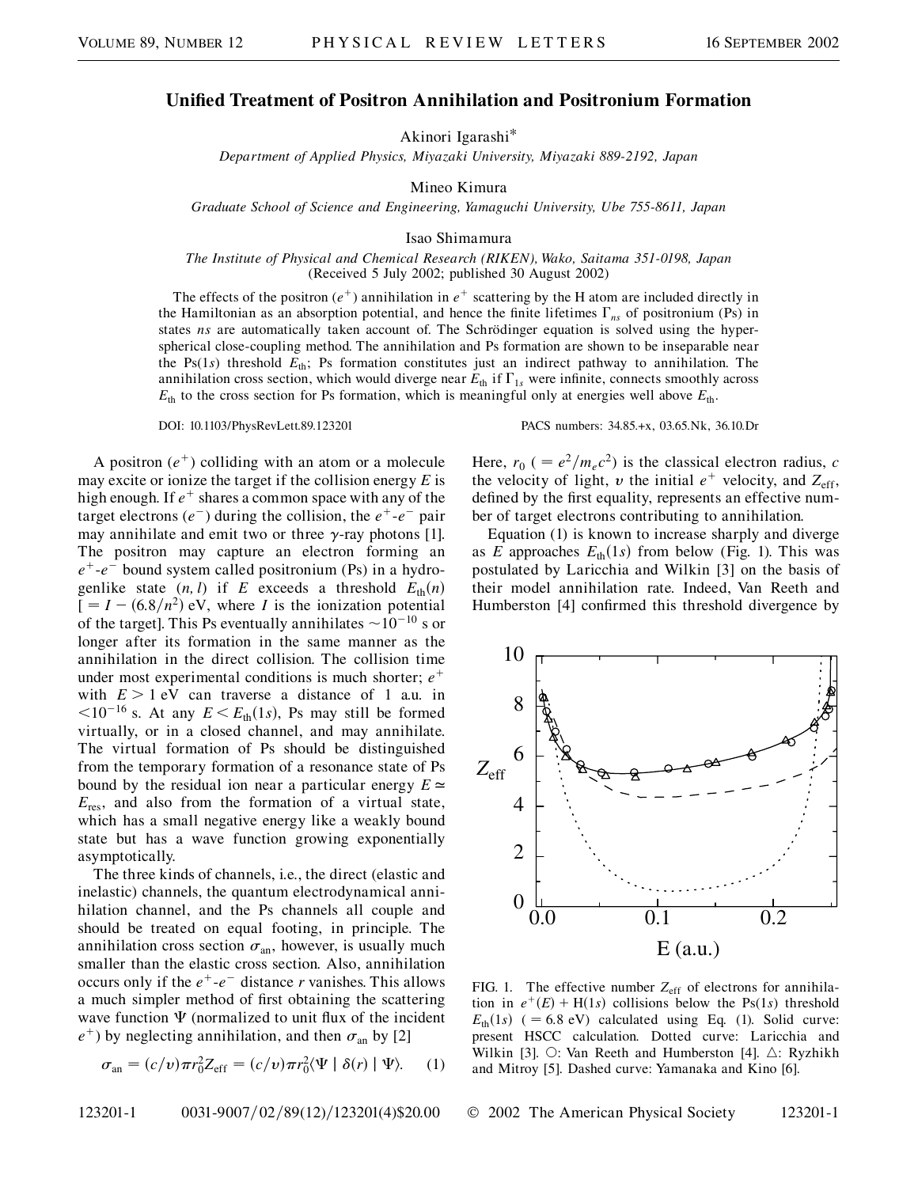# Unified Treatment of Positron Annihilation and Positronium Formation

Akinori Igarashi*

*Department of Applied Physics, Miyazaki University, Miyazaki 889-2192, Japan*

Mineo Kimura

*Graduate School of Science and Engineering, Yamaguchi University, Ube 755-8611, Japan*

Isao Shimamura

*The Institute of Physical and Chemical Research (RIKEN), Wako, Saitama 351-0198, Japan*

(Received 5 July 2002; published 30 August 2002)

The effects of the positron ($e^+$) annihilation in $e^+$ scattering by the H atom are included directly in the Hamiltonian as an absorption potential, and hence the finite lifetimes $\Gamma_{ns}$ of positronium (Ps) in states $ns$ are automatically taken account of. The Schrödinger equation is solved using the hyperspherical close-coupling method. The annihilation and Ps formation are shown to be inseparable near the Ps(1$s$) threshold $E_{\rm th}$; Ps formation constitutes just an indirect pathway to annihilation. The annihilation cross section, which would diverge near $E_{\rm th}$ if $\Gamma_{1s}$ were infinite, connects smoothly across $E_{\rm th}$ to the cross section for Ps formation, which is meaningful only at energies well above $E_{\rm th}$.

DOI: 10.1103/PhysRevLett.89.123201 PACS numbers: 34.85.+x, 03.65.Nk, 36.10.Dr

A positron ($e^+$) colliding with an atom or a molecule may excite or ionize the target if the collision energy $E$ is high enough. If $e^+$ shares a common space with any of the target electrons ($e^-$) during the collision, the $e^+$-$e^-$ pair may annihilate and emit two or three $\gamma$-ray photons [1]. The positron may capture an electron forming an $e^+$-$e^-$ bound system called positronium (Ps) in a hydrogenlike state $(n, l)$ if $E$ exceeds a threshold $E_{\rm th}(n)$ [ $= I - (6.8/n^2)$ eV, where $I$ is the ionization potential of the target]. This Ps eventually annihilates $\sim 10^{-10}$ s or longer after its formation in the same manner as the annihilation in the direct collision. The collision time under most experimental conditions is much shorter; $e^+$ with $E > 1$ eV can traverse a distance of 1 a.u. in $< 10^{-16}$ s. At any $E < E_{\rm th}(1s)$, Ps may still be formed virtually, or in a closed channel, and may annihilate. The virtual formation of Ps should be distinguished from the temporary formation of a resonance state of Ps bound by the residual ion near a particular energy $E \simeq E_{\rm res}$, and also from the formation of a virtual state, which has a small negative energy like a weakly bound state but has a wave function growing exponentially asymptotically.

The three kinds of channels, i.e., the direct (elastic and inelastic) channels, the quantum electrodynamical annihilation channel, and the Ps channels all couple and should be treated on equal footing, in principle. The annihilation cross section $\sigma_{\rm an}$, however, is usually much smaller than the elastic cross section. Also, annihilation occurs only if the $e^+$-$e^-$ distance $r$ vanishes. This allows a much simpler method of first obtaining the scattering wave function $\Psi$ (normalized to unit flux of the incident $e^+$) by neglecting annihilation, and then $\sigma_{\rm an}$ by [2]

$$\sigma_{\rm an} = (c/v)\pi r_0^2 Z_{\rm eff} = (c/v)\pi r_0^2 \langle \Psi \mid \delta(r) \mid \Psi \rangle. \quad (1)$$

Here, $r_0$ ($= e^2/m_e c^2$) is the classical electron radius, $c$ the velocity of light, $v$ the initial $e^+$ velocity, and $Z_{\rm eff}$, defined by the first equality, represents an effective number of target electrons contributing to annihilation.

Equation (1) is known to increase sharply and diverge as $E$ approaches $E_{\rm th}(1s)$ from below (Fig. 1). This was postulated by Laricchia and Wilkin [3] on the basis of their model annihilation rate. Indeed, Van Reeth and Humberston [4] confirmed this threshold divergence by

FIG. 1. The effective number $Z_{\rm eff}$ of electrons for annihilation in $e^+(E)$ + H(1$s$) collisions below the Ps(1$s$) threshold $E_{\rm th}(1s)$ ($= 6.8$ eV) calculated using Eq. (1). Solid curve: present HSCC calculation. Dotted curve: Laricchia and Wilkin [3]. ○: Van Reeth and Humberston [4]. △: Ryzhikh and Mitroy [5]. Dashed curve: Yamanaka and Kino [6].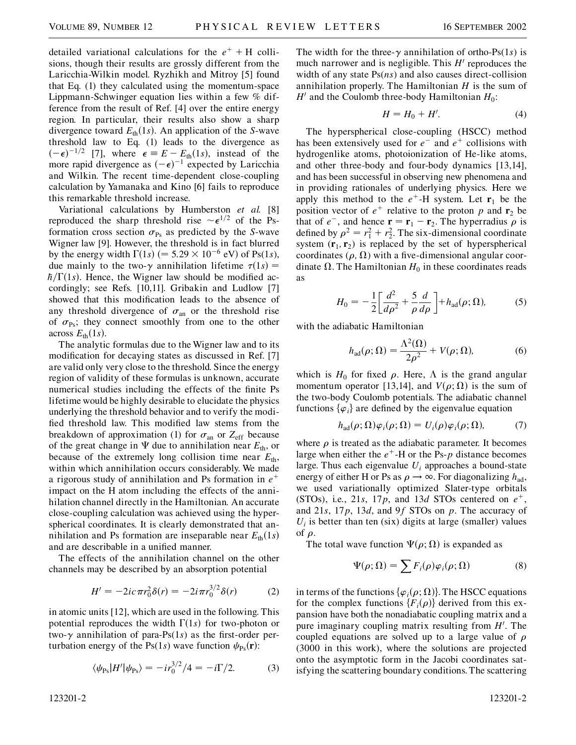detailed variational calculations for the $e^+ + \mathrm{H}$ collisions, though their results are grossly different from the Laricchia-Wilkin model. Ryzhikh and Mitroy [5] found that Eq. (1) they calculated using the momentum-space Lippmann-Schwinger equation lies within a few % difference from the result of Ref. [4] over the entire energy region. In particular, their results also show a sharp divergence toward $E_{\mathrm{th}}(1s)$. An application of the $S$-wave threshold law to Eq. (1) leads to the divergence as $(-\epsilon)^{-1/2}$ [7], where $\epsilon \equiv E - E_{\mathrm{th}}(1s)$, instead of the more rapid divergence as $(-\epsilon)^{-1}$ expected by Laricchia and Wilkin. The recent time-dependent close-coupling calculation by Yamanaka and Kino [6] fails to reproduce this remarkable threshold increase.

Variational calculations by Humberston *et al.* [8] reproduced the sharp threshold rise $\sim\epsilon^{1/2}$ of the Ps-formation cross section $\sigma_{\mathrm{Ps}}$ as predicted by the $S$-wave Wigner law [9]. However, the threshold is in fact blurred by the energy width $\Gamma(1s)$ ($= 5.29 \times 10^{-6}$ eV) of Ps($1s$), due mainly to the two-$\gamma$ annihilation lifetime $\tau(1s) = \hbar/\Gamma(1s)$. Hence, the Wigner law should be modified accordingly; see Refs. [10,11]. Gribakin and Ludlow [7] showed that this modification leads to the absence of any threshold divergence of $\sigma_{\mathrm{an}}$ or the threshold rise of $\sigma_{\mathrm{Ps}}$; they connect smoothly from one to the other across $E_{\mathrm{th}}(1s)$.

The analytic formulas due to the Wigner law and to its modification for decaying states as discussed in Ref. [7] are valid only very close to the threshold. Since the energy region of validity of these formulas is unknown, accurate numerical studies including the effects of the finite Ps lifetime would be highly desirable to elucidate the physics underlying the threshold behavior and to verify the modified threshold law. This modified law stems from the breakdown of approximation (1) for $\sigma_{\mathrm{an}}$ or $Z_{\mathrm{eff}}$ because of the great change in $\Psi$ due to annihilation near $E_{\mathrm{th}}$, or because of the extremely long collision time near $E_{\mathrm{th}}$, within which annihilation occurs considerably. We made a rigorous study of annihilation and Ps formation in $e^+$ impact on the H atom including the effects of the annihilation channel directly in the Hamiltonian. An accurate close-coupling calculation was achieved using the hyperspherical coordinates. It is clearly demonstrated that annihilation and Ps formation are inseparable near $E_{\mathrm{th}}(1s)$ and are describable in a unified manner.

The effects of the annihilation channel on the other channels may be described by an absorption potential

$$H' = -2ic\pi r_0^2\delta(r) = -2i\pi r_0^{3/2}\delta(r) \tag{2}$$

in atomic units [12], which are used in the following. This potential reproduces the width $\Gamma(1s)$ for two-photon or two-$\gamma$ annihilation of para-Ps($1s$) as the first-order perturbation energy of the Ps($1s$) wave function $\psi_{\mathrm{Ps}}(\mathbf{r})$:

$$\langle\psi_{\mathrm{Ps}}|H'|\psi_{\mathrm{Ps}}\rangle = -ir_0^{3/2}/4 = -i\Gamma/2. \tag{3}$$

The width for the three-$\gamma$ annihilation of ortho-Ps($1s$) is much narrower and is negligible. This $H'$ reproduces the width of any state Ps($ns$) and also causes direct-collision annihilation properly. The Hamiltonian $H$ is the sum of $H'$ and the Coulomb three-body Hamiltonian $H_0$:

$$H = H_0 + H'. \tag{4}$$

The hyperspherical close-coupling (HSCC) method has been extensively used for $e^-$ and $e^+$ collisions with hydrogenlike atoms, photoionization of He-like atoms, and other three-body and four-body dynamics [13,14], and has been successful in observing new phenomena and in providing rationales of underlying physics. Here we apply this method to the $e^+$-H system. Let $\mathbf{r}_1$ be the position vector of $e^+$ relative to the proton $p$ and $\mathbf{r}_2$ be that of $e^-$, and hence $\mathbf{r} = \mathbf{r}_1 - \mathbf{r}_2$. The hyperradius $\rho$ is defined by $\rho^2 = r_1^2 + r_2^2$. The six-dimensional coordinate system $(\mathbf{r}_1, \mathbf{r}_2)$ is replaced by the set of hyperspherical coordinates $(\rho, \Omega)$ with a five-dimensional angular coordinate $\Omega$. The Hamiltonian $H_0$ in these coordinates reads as

$$H_0 = -\frac{1}{2}\left[\frac{d^2}{d\rho^2} + \frac{5}{\rho}\frac{d}{d\rho}\right] + h_{\mathrm{ad}}(\rho;\Omega), \tag{5}$$

with the adiabatic Hamiltonian

$$h_{\mathrm{ad}}(\rho;\Omega) = \frac{\Lambda^2(\Omega)}{2\rho^2} + V(\rho;\Omega), \tag{6}$$

which is $H_0$ for fixed $\rho$. Here, $\Lambda$ is the grand angular momentum operator [13,14], and $V(\rho;\Omega)$ is the sum of the two-body Coulomb potentials. The adiabatic channel functions $\{\varphi_i\}$ are defined by the eigenvalue equation

$$h_{\mathrm{ad}}(\rho;\Omega)\varphi_i(\rho;\Omega) = U_i(\rho)\varphi_i(\rho;\Omega), \tag{7}$$

where $\rho$ is treated as the adiabatic parameter. It becomes large when either the $e^+$-H or the Ps-$p$ distance becomes large. Thus each eigenvalue $U_i$ approaches a bound-state energy of either H or Ps as $\rho \to \infty$. For diagonalizing $h_{\mathrm{ad}}$, we used variationally optimized Slater-type orbitals (STOs), i.e., $21s$, $17p$, and $13d$ STOs centered on $e^+$, and $21s$, $17p$, $13d$, and $9f$ STOs on $p$. The accuracy of $U_i$ is better than ten (six) digits at large (smaller) values of $\rho$.

The total wave function $\Psi(\rho;\Omega)$ is expanded as

$$\Psi(\rho;\Omega) = \sum F_i(\rho)\varphi_i(\rho;\Omega) \tag{8}$$

in terms of the functions $\{\varphi_i(\rho;\Omega)\}$. The HSCC equations for the complex functions $\{F_i(\rho)\}$ derived from this expansion have both the nonadiabatic coupling matrix and a pure imaginary coupling matrix resulting from $H'$. The coupled equations are solved up to a large value of $\rho$ (3000 in this work), where the solutions are projected onto the asymptotic form in the Jacobi coordinates satisfying the scattering boundary conditions. The scattering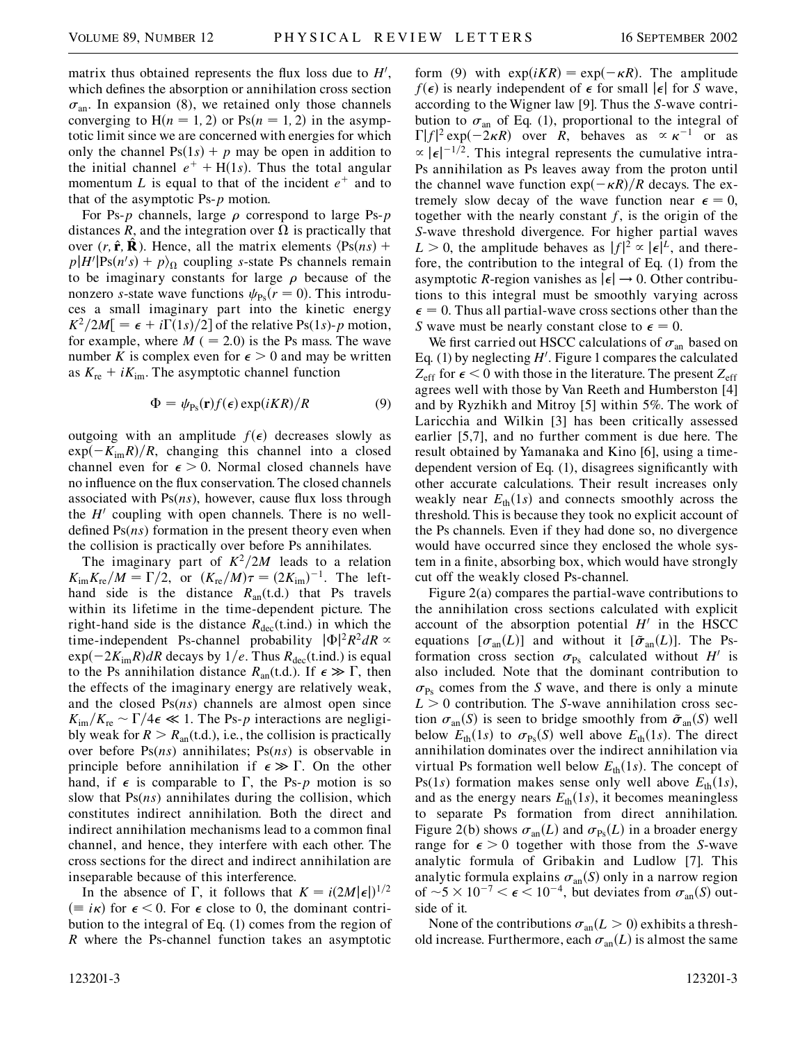matrix thus obtained represents the flux loss due to $H'$, which defines the absorption or annihilation cross section $\sigma_{an}$. In expansion (8), we retained only those channels converging to $H(n = 1, 2)$ or $Ps(n = 1, 2)$ in the asymptotic limit since we are concerned with energies for which only the channel $Ps(1s) + p$ may be open in addition to the initial channel $e^+ + H(1s)$. Thus the total angular momentum $L$ is equal to that of the incident $e^+$ and to that of the asymptotic Ps-$p$ motion.

For Ps-$p$ channels, large $\rho$ correspond to large Ps-$p$ distances $R$, and the integration over $\Omega$ is practically that over $(r, \hat{\mathbf{r}}, \hat{\mathbf{R}})$. Hence, all the matrix elements $\langle Ps(ns) + p|H'|Ps(n's) + p\rangle_\Omega$ coupling $s$-state Ps channels remain to be imaginary constants for large $\rho$ because of the nonzero $s$-state wave functions $\psi_{Ps}(r = 0)$. This introduces a small imaginary part into the kinetic energy $K^2/2M[= \epsilon + i\Gamma(1s)/2]$ of the relative Ps(1$s$)-$p$ motion, for example, where $M$ ($= 2.0$) is the Ps mass. The wave number $K$ is complex even for $\epsilon > 0$ and may be written as $K_{re} + iK_{im}$. The asymptotic channel function

$$\Phi = \psi_{Ps}(\mathbf{r}) f(\epsilon) \exp(iKR)/R \tag{9}$$

outgoing with an amplitude $f(\epsilon)$ decreases slowly as $\exp(-K_{im}R)/R$, changing this channel into a closed channel even for $\epsilon > 0$. Normal closed channels have no influence on the flux conservation. The closed channels associated with Ps($ns$), however, cause flux loss through the $H'$ coupling with open channels. There is no well-defined Ps($ns$) formation in the present theory even when the collision is practically over before Ps annihilates.

The imaginary part of $K^2/2M$ leads to a relation $K_{im}K_{re}/M = \Gamma/2$, or $(K_{re}/M)\tau = (2K_{im})^{-1}$. The left-hand side is the distance $R_{an}$(t.d.) that Ps travels within its lifetime in the time-dependent picture. The right-hand side is the distance $R_{dec}$(t.ind.) in which the time-independent Ps-channel probability $|\Phi|^2 R^2 dR \propto \exp(-2K_{im}R)dR$ decays by $1/e$. Thus $R_{dec}$(t.ind.) is equal to the Ps annihilation distance $R_{an}$(t.d.). If $\epsilon \gg \Gamma$, then the effects of the imaginary energy are relatively weak, and the closed Ps($ns$) channels are almost open since $K_{im}/K_{re} \sim \Gamma/4\epsilon \ll 1$. The Ps-$p$ interactions are negligibly weak for $R > R_{an}$(t.d.), i.e., the collision is practically over before Ps($ns$) annihilates; Ps($ns$) is observable in principle before annihilation if $\epsilon \gg \Gamma$. On the other hand, if $\epsilon$ is comparable to $\Gamma$, the Ps-$p$ motion is so slow that Ps($ns$) annihilates during the collision, which constitutes indirect annihilation. Both the direct and indirect annihilation mechanisms lead to a common final channel, and hence, they interfere with each other. The cross sections for the direct and indirect annihilation are inseparable because of this interference.

In the absence of $\Gamma$, it follows that $K = i(2M|\epsilon|)^{1/2}$ ($\equiv i\kappa$) for $\epsilon < 0$. For $\epsilon$ close to 0, the dominant contribution to the integral of Eq. (1) comes from the region of $R$ where the Ps-channel function takes an asymptotic form (9) with $\exp(iKR) = \exp(-\kappa R)$. The amplitude $f(\epsilon)$ is nearly independent of $\epsilon$ for small $|\epsilon|$ for $S$ wave, according to the Wigner law [9]. Thus the $S$-wave contribution to $\sigma_{an}$ of Eq. (1), proportional to the integral of $\Gamma|f|^2 \exp(-2\kappa R)$ over $R$, behaves as $\propto \kappa^{-1}$ or as $\propto |\epsilon|^{-1/2}$. This integral represents the cumulative intra-Ps annihilation as Ps leaves away from the proton until the channel wave function $\exp(-\kappa R)/R$ decays. The extremely slow decay of the wave function near $\epsilon = 0$, together with the nearly constant $f$, is the origin of the $S$-wave threshold divergence. For higher partial waves $L > 0$, the amplitude behaves as $|f|^2 \propto |\epsilon|^L$, and therefore, the contribution to the integral of Eq. (1) from the asymptotic $R$-region vanishes as $|\epsilon| \to 0$. Other contributions to this integral must be smoothly varying across $\epsilon = 0$. Thus all partial-wave cross sections other than the $S$ wave must be nearly constant close to $\epsilon = 0$.

We first carried out HSCC calculations of $\sigma_{an}$ based on Eq. (1) by neglecting $H'$. Figure 1 compares the calculated $Z_{eff}$ for $\epsilon < 0$ with those in the literature. The present $Z_{eff}$ agrees well with those by Van Reeth and Humberston [4] and by Ryzhikh and Mitroy [5] within 5%. The work of Laricchia and Wilkin [3] has been critically assessed earlier [5,7], and no further comment is due here. The result obtained by Yamanaka and Kino [6], using a time-dependent version of Eq. (1), disagrees significantly with other accurate calculations. Their result increases only weakly near $E_{th}(1s)$ and connects smoothly across the threshold. This is because they took no explicit account of the Ps channels. Even if they had done so, no divergence would have occurred since they enclosed the whole system in a finite, absorbing box, which would have strongly cut off the weakly closed Ps-channel.

Figure 2(a) compares the partial-wave contributions to the annihilation cross sections calculated with explicit account of the absorption potential $H'$ in the HSCC equations $[\sigma_{an}(L)]$ and without it $[\tilde{\sigma}_{an}(L)]$. The Ps-formation cross section $\sigma_{Ps}$ calculated without $H'$ is also included. Note that the dominant contribution to $\sigma_{Ps}$ comes from the $S$ wave, and there is only a minute $L > 0$ contribution. The $S$-wave annihilation cross section $\sigma_{an}(S)$ is seen to bridge smoothly from $\tilde{\sigma}_{an}(S)$ well below $E_{th}(1s)$ to $\sigma_{Ps}(S)$ well above $E_{th}(1s)$. The direct annihilation dominates over the indirect annihilation via virtual Ps formation well below $E_{th}(1s)$. The concept of Ps(1$s$) formation makes sense only well above $E_{th}(1s)$, and as the energy nears $E_{th}(1s)$, it becomes meaningless to separate Ps formation from direct annihilation. Figure 2(b) shows $\sigma_{an}(L)$ and $\sigma_{Ps}(L)$ in a broader energy range for $\epsilon > 0$ together with those from the $S$-wave analytic formula of Gribakin and Ludlow [7]. This analytic formula explains $\sigma_{an}(S)$ only in a narrow region of $\sim 5 \times 10^{-7} < \epsilon < 10^{-4}$, but deviates from $\sigma_{an}(S)$ outside of it.

None of the contributions $\sigma_{an}(L > 0)$ exhibits a threshold increase. Furthermore, each $\sigma_{an}(L)$ is almost the same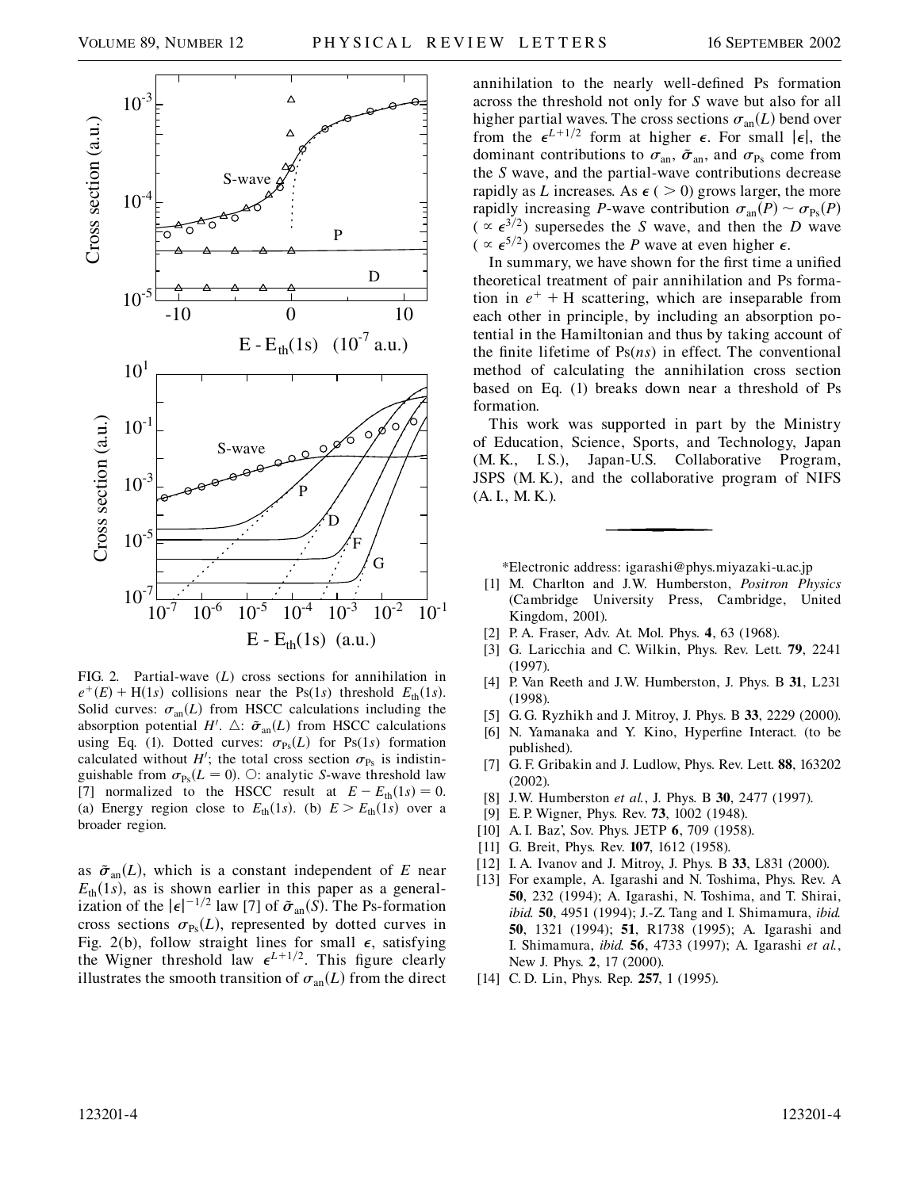Cross section (a.u.)

$10^{-3}$

$10^{-4}$

$10^{-5}$

S-wave

P

D

-10

0

10

$E - E_{th}(1s)$   ($10^{-7}$ a.u.)

Cross section (a.u.)

$10^{1}$

$10^{-1}$

$10^{-3}$

$10^{-5}$

$10^{-7}$

S-wave

P

D

F

G

$10^{-7}$ $10^{-6}$ $10^{-5}$ $10^{-4}$ $10^{-3}$ $10^{-2}$ $10^{-1}$

$E - E_{th}(1s)$  (a.u.)

FIG. 2. Partial-wave ($L$) cross sections for annihilation in $e^+(E) + \mathrm{H}(1s)$ collisions near the $\mathrm{Ps}(1s)$ threshold $E_{th}(1s)$. Solid curves: $\sigma_{an}(L)$ from HSCC calculations including the absorption potential $H'$. △: $\tilde{\sigma}_{an}(L)$ from HSCC calculations using Eq. (1). Dotted curves: $\sigma_{Ps}(L)$ for $\mathrm{Ps}(1s)$ formation calculated without $H'$; the total cross section $\sigma_{Ps}$ is indistinguishable from $\sigma_{Ps}(L = 0)$. ○: analytic $S$-wave threshold law [7] normalized to the HSCC result at $E - E_{th}(1s) = 0$. (a) Energy region close to $E_{th}(1s)$. (b) $E > E_{th}(1s)$ over a broader region.

as $\tilde{\sigma}_{an}(L)$, which is a constant independent of $E$ near $E_{th}(1s)$, as is shown earlier in this paper as a generalization of the $|\epsilon|^{-1/2}$ law [7] of $\tilde{\sigma}_{an}(S)$. The Ps-formation cross sections $\sigma_{Ps}(L)$, represented by dotted curves in Fig. 2(b), follow straight lines for small $\epsilon$, satisfying the Wigner threshold law $\epsilon^{L+1/2}$. This figure clearly illustrates the smooth transition of $\sigma_{an}(L)$ from the direct annihilation to the nearly well-defined Ps formation across the threshold not only for $S$ wave but also for all higher partial waves. The cross sections $\sigma_{an}(L)$ bend over from the $\epsilon^{L+1/2}$ form at higher $\epsilon$. For small $|\epsilon|$, the dominant contributions to $\sigma_{an}$, $\tilde{\sigma}_{an}$, and $\sigma_{Ps}$ come from the $S$ wave, and the partial-wave contributions decrease rapidly as $L$ increases. As $\epsilon$ ($> 0$) grows larger, the more rapidly increasing $P$-wave contribution $\sigma_{an}(P) \sim \sigma_{Ps}(P)$ ($\propto \epsilon^{3/2}$) supersedes the $S$ wave, and then the $D$ wave ($\propto \epsilon^{5/2}$) overcomes the $P$ wave at even higher $\epsilon$.

In summary, we have shown for the first time a unified theoretical treatment of pair annihilation and Ps formation in $e^+ + \mathrm{H}$ scattering, which are inseparable from each other in principle, by including an absorption potential in the Hamiltonian and thus by taking account of the finite lifetime of $\mathrm{Ps}(ns)$ in effect. The conventional method of calculating the annihilation cross section based on Eq. (1) breaks down near a threshold of Ps formation.

This work was supported in part by the Ministry of Education, Science, Sports, and Technology, Japan (M. K., I. S.), Japan-U.S. Collaborative Program, JSPS (M. K.), and the collaborative program of NIFS (A. I., M. K.).

---

*Electronic address: igarashi@phys.miyazaki-u.ac.jp

[1] M. Charlton and J.W. Humberston, *Positron Physics* (Cambridge University Press, Cambridge, United Kingdom, 2001).

[2] P. A. Fraser, Adv. At. Mol. Phys. **4**, 63 (1968).

[3] G. Laricchia and C. Wilkin, Phys. Rev. Lett. **79**, 2241 (1997).

[4] P. Van Reeth and J.W. Humberston, J. Phys. B **31**, L231 (1998).

[5] G. G. Ryzhikh and J. Mitroy, J. Phys. B **33**, 2229 (2000).

[6] N. Yamanaka and Y. Kino, Hyperfine Interact. (to be published).

[7] G. F. Gribakin and J. Ludlow, Phys. Rev. Lett. **88**, 163202 (2002).

[8] J.W. Humberston *et al.*, J. Phys. B **30**, 2477 (1997).

[9] E. P. Wigner, Phys. Rev. **73**, 1002 (1948).

[10] A. I. Baz', Sov. Phys. JETP **6**, 709 (1958).

[11] G. Breit, Phys. Rev. **107**, 1612 (1958).

[12] I. A. Ivanov and J. Mitroy, J. Phys. B **33**, L831 (2000).

[13] For example, A. Igarashi and N. Toshima, Phys. Rev. A **50**, 232 (1994); A. Igarashi, N. Toshima, and T. Shirai, *ibid.* **50**, 4951 (1994); J.-Z. Tang and I. Shimamura, *ibid.* **50**, 1321 (1994); **51**, R1738 (1995); A. Igarashi and I. Shimamura, *ibid.* **56**, 4733 (1997); A. Igarashi *et al.*, New J. Phys. **2**, 17 (2000).

[14] C. D. Lin, Phys. Rep. **257**, 1 (1995).